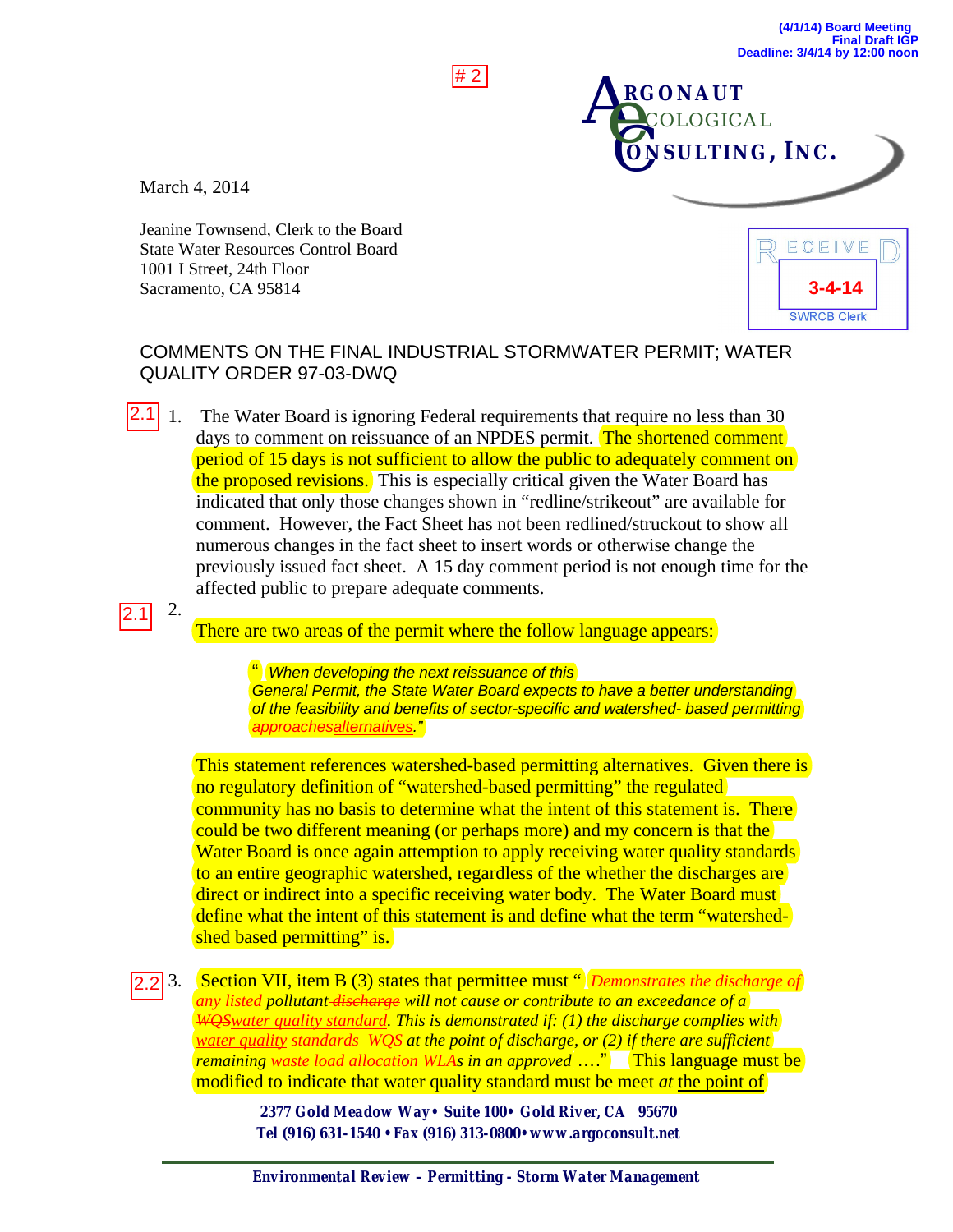(4/1/14) Board Meeting
Final Draft IGP
Deadline: 3/4/14 by 12:00 noon

# 2

ARGONAUT ECOLOGICAL CONSULTING, INC.

RECEIVED
3-4-14
SWRCB Clerk

March 4, 2014

Jeanine Townsend, Clerk to the Board
State Water Resources Control Board
1001 I Street, 24th Floor
Sacramento, CA 95814

COMMENTS ON THE FINAL INDUSTRIAL STORMWATER PERMIT; WATER QUALITY ORDER 97-03-DWQ

2.1 1. The Water Board is ignoring Federal requirements that require no less than 30 days to comment on reissuance of an NPDES permit. The shortened comment period of 15 days is not sufficient to allow the public to adequately comment on the proposed revisions. This is especially critical given the Water Board has indicated that only those changes shown in "redline/strikeout" are available for comment. However, the Fact Sheet has not been redlined/struckout to show all numerous changes in the fact sheet to insert words or otherwise change the previously issued fact sheet. A 15 day comment period is not enough time for the affected public to prepare adequate comments.

2.1 2. There are two areas of the permit where the follow language appears:

> " *When developing the next reissuance of this General Permit, the State Water Board expects to have a better understanding of the feasibility and benefits of sector-specific and watershed- based permitting ~~approaches~~alternatives*."

This statement references watershed-based permitting alternatives. Given there is no regulatory definition of "watershed-based permitting" the regulated community has no basis to determine what the intent of this statement is. There could be two different meaning (or perhaps more) and my concern is that the Water Board is once again attemption to apply receiving water quality standards to an entire geographic watershed, regardless of the whether the discharges are direct or indirect into a specific receiving water body. The Water Board must define what the intent of this statement is and define what the term "watershed-shed based permitting" is.

2.2 3. Section VII, item B (3) states that permittee must " *Demonstrates the discharge of any listed pollutant ~~discharge~~ will not cause or contribute to an exceedance of a ~~WQS~~water quality standard. This is demonstrated if: (1) the discharge complies with water quality standards WQS at the point of discharge, or (2) if there are sufficient remaining waste load allocation WLAs in an approved ….*" This language must be modified to indicate that water quality standard must be meet *at* the point of

2377 Gold Meadow Way • Suite 100 • Gold River, CA 95670
Tel (916) 631-1540 • Fax (916) 313-0800 • www.argoconsult.net

Environmental Review – Permitting - Storm Water Management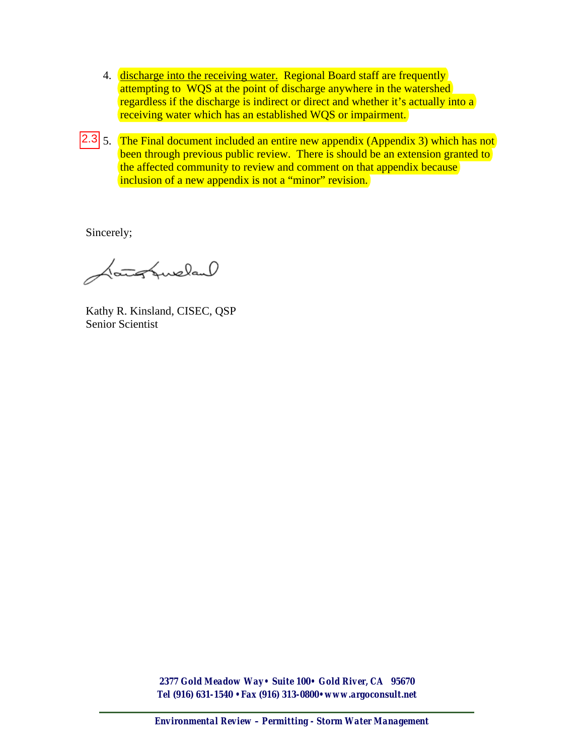4. <u>discharge into the receiving water.</u> Regional Board staff are frequently attempting to WQS at the point of discharge anywhere in the watershed regardless if the discharge is indirect or direct and whether it's actually into a receiving water which has an established WQS or impairment.

2.3 5. The Final document included an entire new appendix (Appendix 3) which has not been through previous public review. There is should be an extension granted to the affected community to review and comment on that appendix because inclusion of a new appendix is not a "minor" revision.

Sincerely;

Kathy R. Kinsland, CISEC, QSP
Senior Scientist

***2377 Gold Meadow Way • Suite 100 • Gold River, CA 95670***
***Tel (916) 631-1540 • Fax (916) 313-0800 • www.argoconsult.net***

***Environmental Review – Permitting - Storm Water Management***